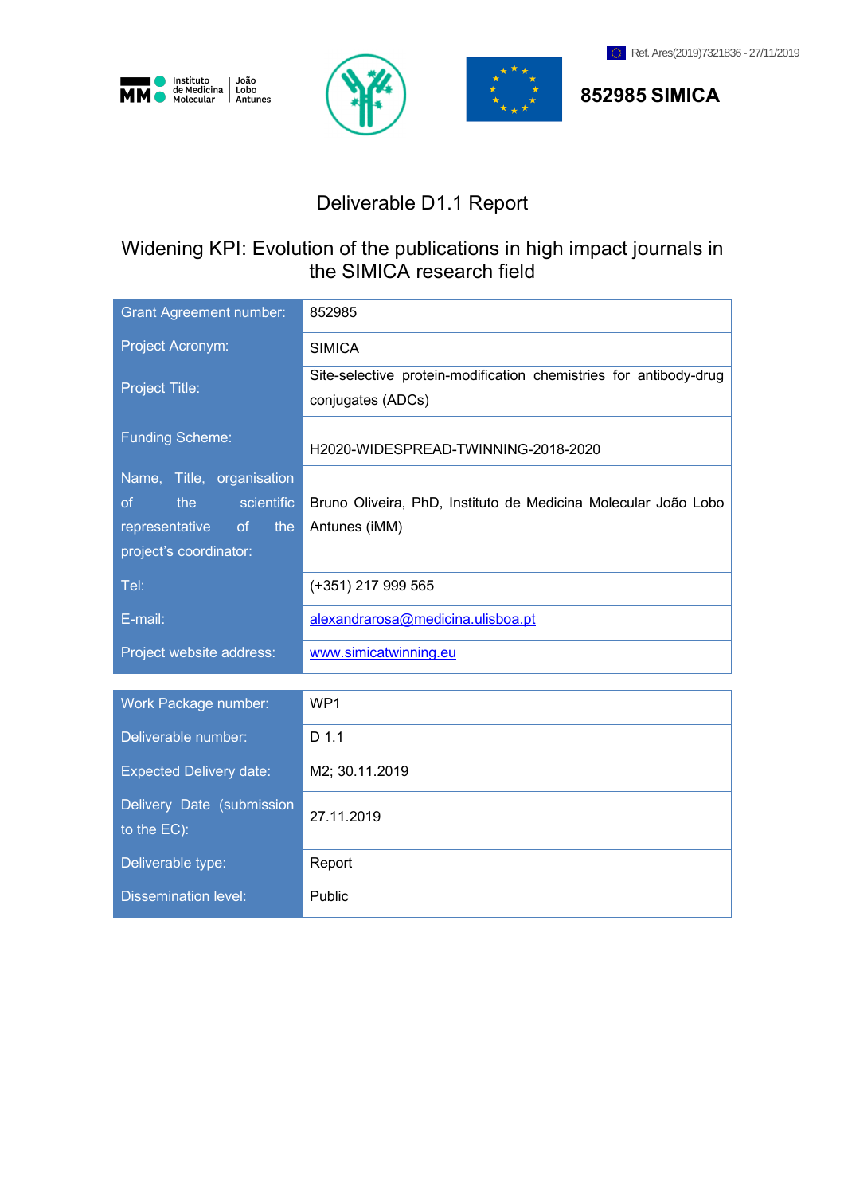Ref. Ares(2019)7321836 - 27/11/2019

Instituto de Medicina Molecular | João Lobo Antunes

**852985 SIMICA**

# Deliverable D1.1 Report

## Widening KPI: Evolution of the publications in high impact journals in the SIMICA research field

| | |
|---|---|
| Grant Agreement number: | 852985 |
| Project Acronym: | SIMICA |
| Project Title: | Site-selective protein-modification chemistries for antibody-drug conjugates (ADCs) |
| Funding Scheme: | H2020-WIDESPREAD-TWINNING-2018-2020 |
| Name, Title, organisation of the scientific representative of the project's coordinator: | Bruno Oliveira, PhD, Instituto de Medicina Molecular João Lobo Antunes (iMM) |
| Tel: | (+351) 217 999 565 |
| E-mail: | alexandrarosa@medicina.ulisboa.pt |
| Project website address: | www.simicatwinning.eu |

| | |
|---|---|
| Work Package number: | WP1 |
| Deliverable number: | D 1.1 |
| Expected Delivery date: | M2; 30.11.2019 |
| Delivery Date (submission to the EC): | 27.11.2019 |
| Deliverable type: | Report |
| Dissemination level: | Public |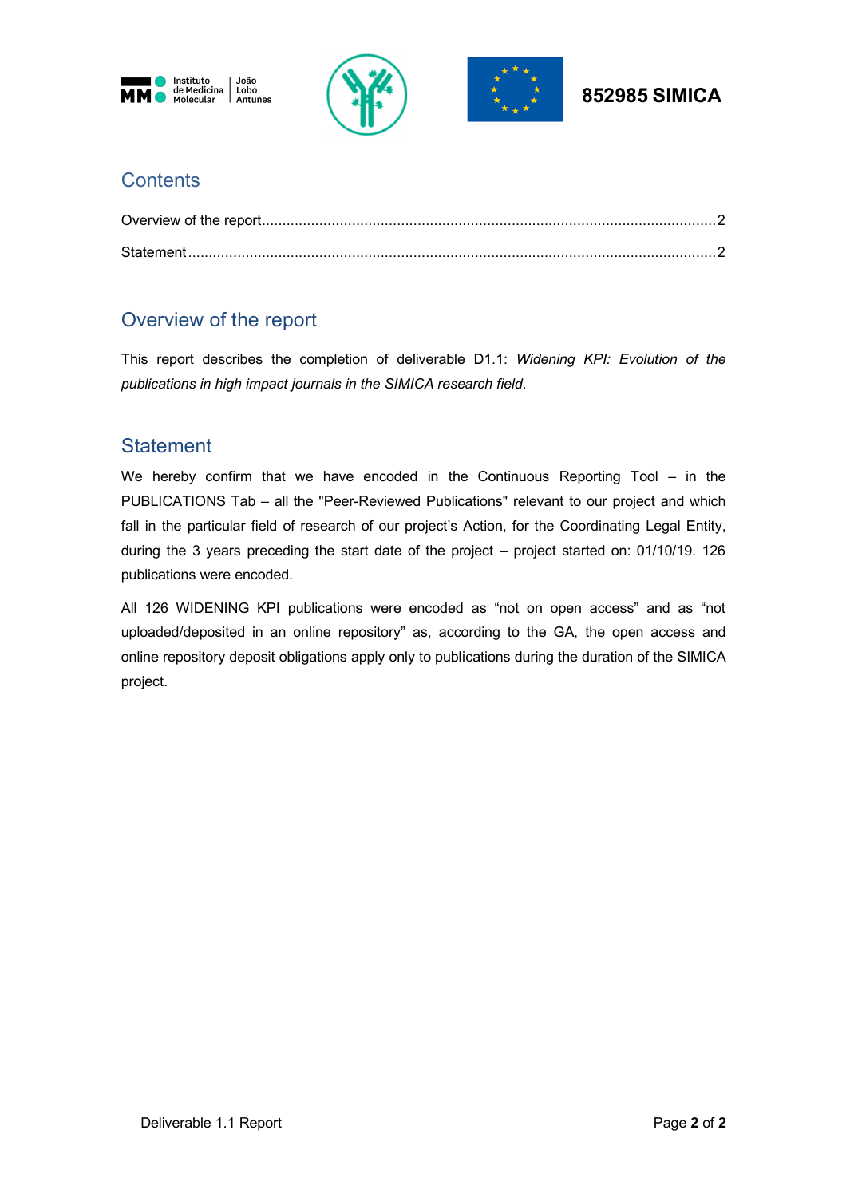852985 SIMICA

## Contents

Overview of the report....................................................................................................2

Statement....................................................................................................................2

## Overview of the report

This report describes the completion of deliverable D1.1: *Widening KPI: Evolution of the publications in high impact journals in the SIMICA research field*.

## Statement

We hereby confirm that we have encoded in the Continuous Reporting Tool – in the PUBLICATIONS Tab – all the "Peer-Reviewed Publications" relevant to our project and which fall in the particular field of research of our project's Action, for the Coordinating Legal Entity, during the 3 years preceding the start date of the project – project started on: 01/10/19. 126 publications were encoded.

All 126 WIDENING KPI publications were encoded as "not on open access" and as "not uploaded/deposited in an online repository" as, according to the GA, the open access and online repository deposit obligations apply only to publications during the duration of the SIMICA project.

Deliverable 1.1 Report